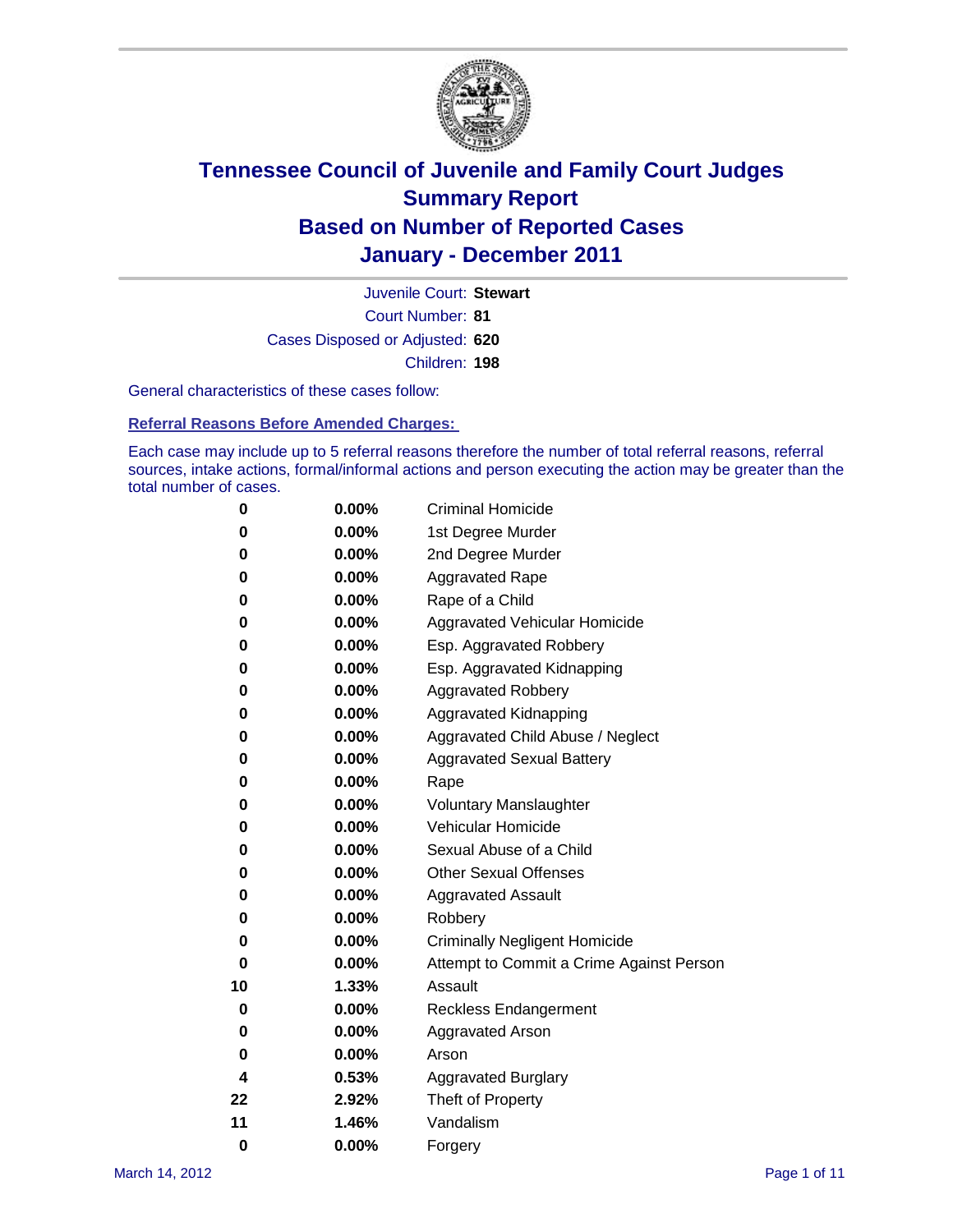# Tennessee Council of Juvenile and Family Court Judges
# Summary Report
# Based on Number of Reported Cases
# January - December 2011

Juvenile Court: **Stewart**

Court Number: **81**

Cases Disposed or Adjusted: **620**

Children: **198**

General characteristics of these cases follow:

## Referral Reasons Before Amended Charges:

Each case may include up to 5 referral reasons therefore the number of total referral reasons, referral sources, intake actions, formal/informal actions and person executing the action may be greater than the total number of cases.

| | | |
|---|---|---|
| 0 | 0.00% | Criminal Homicide |
| 0 | 0.00% | 1st Degree Murder |
| 0 | 0.00% | 2nd Degree Murder |
| 0 | 0.00% | Aggravated Rape |
| 0 | 0.00% | Rape of a Child |
| 0 | 0.00% | Aggravated Vehicular Homicide |
| 0 | 0.00% | Esp. Aggravated Robbery |
| 0 | 0.00% | Esp. Aggravated Kidnapping |
| 0 | 0.00% | Aggravated Robbery |
| 0 | 0.00% | Aggravated Kidnapping |
| 0 | 0.00% | Aggravated Child Abuse / Neglect |
| 0 | 0.00% | Aggravated Sexual Battery |
| 0 | 0.00% | Rape |
| 0 | 0.00% | Voluntary Manslaughter |
| 0 | 0.00% | Vehicular Homicide |
| 0 | 0.00% | Sexual Abuse of a Child |
| 0 | 0.00% | Other Sexual Offenses |
| 0 | 0.00% | Aggravated Assault |
| 0 | 0.00% | Robbery |
| 0 | 0.00% | Criminally Negligent Homicide |
| 0 | 0.00% | Attempt to Commit a Crime Against Person |
| 10 | 1.33% | Assault |
| 0 | 0.00% | Reckless Endangerment |
| 0 | 0.00% | Aggravated Arson |
| 0 | 0.00% | Arson |
| 4 | 0.53% | Aggravated Burglary |
| 22 | 2.92% | Theft of Property |
| 11 | 1.46% | Vandalism |
| 0 | 0.00% | Forgery |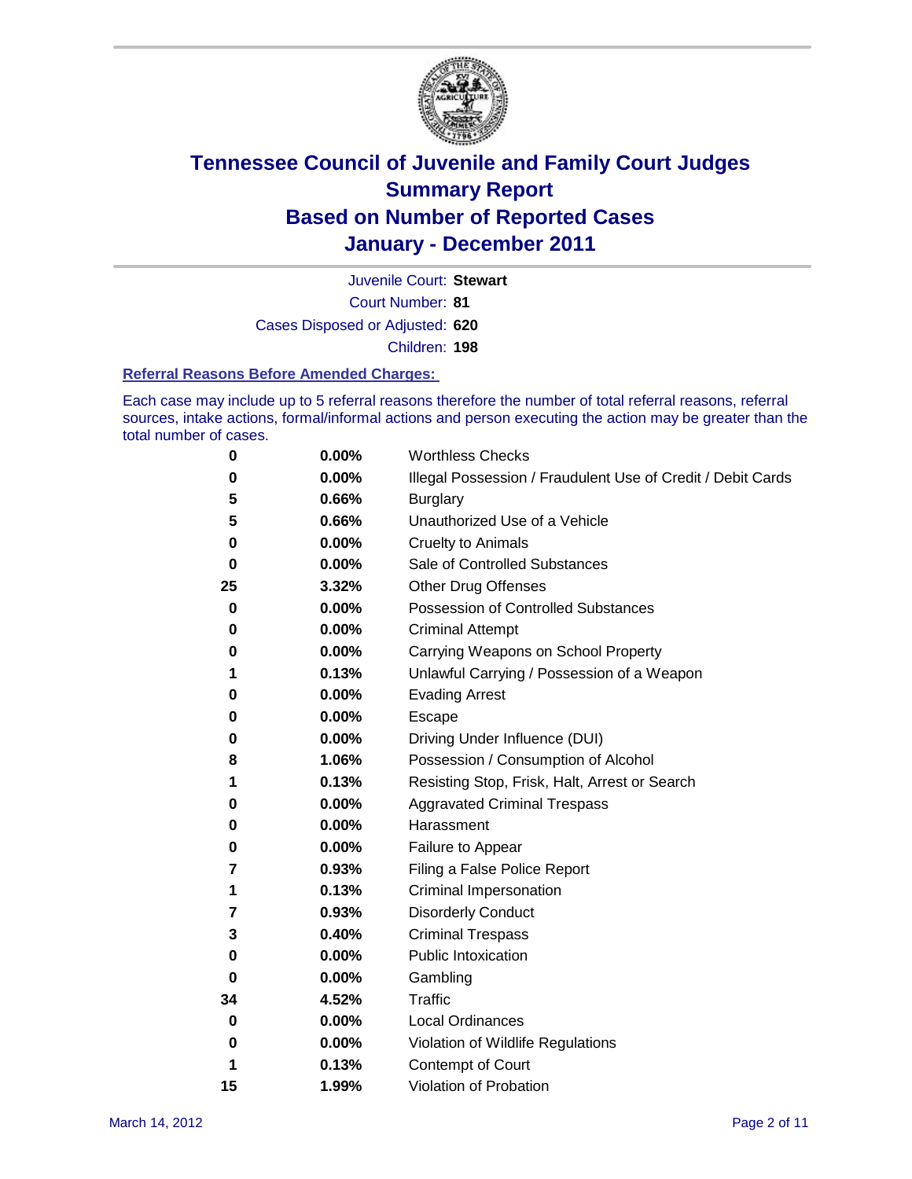# Tennessee Council of Juvenile and Family Court Judges
## Summary Report
## Based on Number of Reported Cases
## January - December 2011

Juvenile Court: **Stewart**
Court Number: **81**
Cases Disposed or Adjusted: **620**
Children: **198**

### Referral Reasons Before Amended Charges:

Each case may include up to 5 referral reasons therefore the number of total referral reasons, referral sources, intake actions, formal/informal actions and person executing the action may be greater than the total number of cases.

| | | |
|---|---|---|
| 0 | 0.00% | Worthless Checks |
| 0 | 0.00% | Illegal Possession / Fraudulent Use of Credit / Debit Cards |
| 5 | 0.66% | Burglary |
| 5 | 0.66% | Unauthorized Use of a Vehicle |
| 0 | 0.00% | Cruelty to Animals |
| 0 | 0.00% | Sale of Controlled Substances |
| 25 | 3.32% | Other Drug Offenses |
| 0 | 0.00% | Possession of Controlled Substances |
| 0 | 0.00% | Criminal Attempt |
| 0 | 0.00% | Carrying Weapons on School Property |
| 1 | 0.13% | Unlawful Carrying / Possession of a Weapon |
| 0 | 0.00% | Evading Arrest |
| 0 | 0.00% | Escape |
| 0 | 0.00% | Driving Under Influence (DUI) |
| 8 | 1.06% | Possession / Consumption of Alcohol |
| 1 | 0.13% | Resisting Stop, Frisk, Halt, Arrest or Search |
| 0 | 0.00% | Aggravated Criminal Trespass |
| 0 | 0.00% | Harassment |
| 0 | 0.00% | Failure to Appear |
| 7 | 0.93% | Filing a False Police Report |
| 1 | 0.13% | Criminal Impersonation |
| 7 | 0.93% | Disorderly Conduct |
| 3 | 0.40% | Criminal Trespass |
| 0 | 0.00% | Public Intoxication |
| 0 | 0.00% | Gambling |
| 34 | 4.52% | Traffic |
| 0 | 0.00% | Local Ordinances |
| 0 | 0.00% | Violation of Wildlife Regulations |
| 1 | 0.13% | Contempt of Court |
| 15 | 1.99% | Violation of Probation |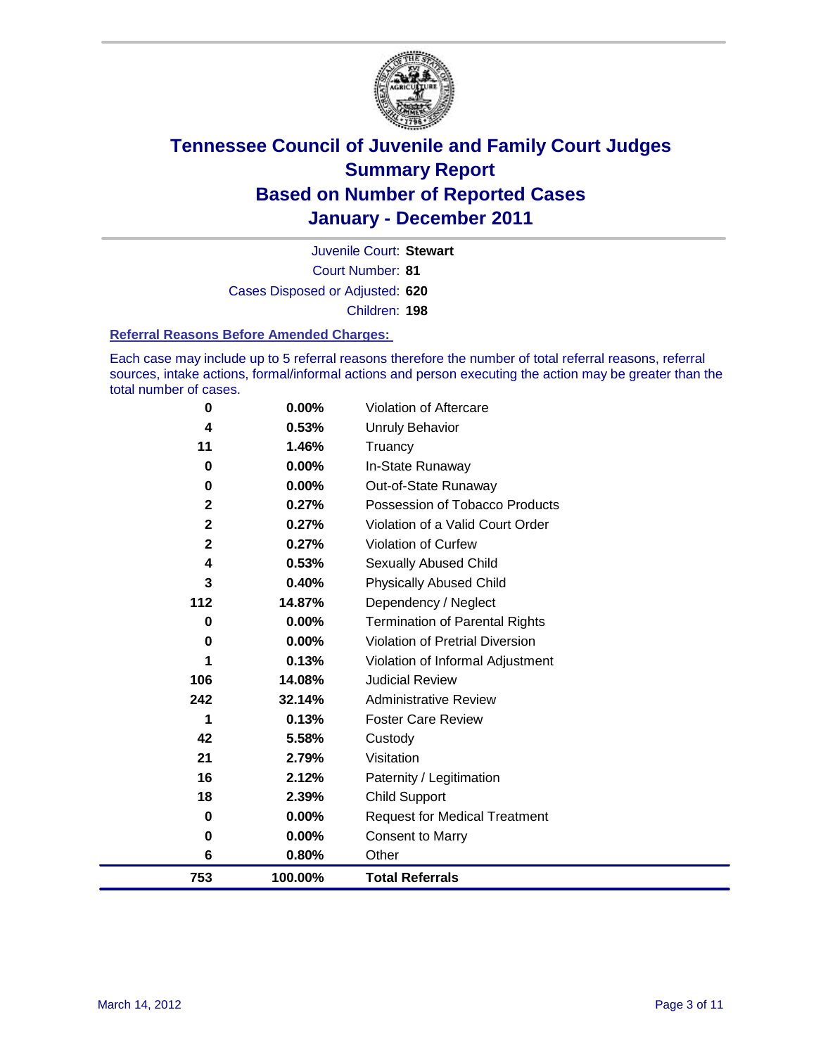# Tennessee Council of Juvenile and Family Court Judges
## Summary Report
## Based on Number of Reported Cases
## January - December 2011

Juvenile Court: **Stewart**

Court Number: **81**

Cases Disposed or Adjusted: **620**

Children: **198**

### Referral Reasons Before Amended Charges:

Each case may include up to 5 referral reasons therefore the number of total referral reasons, referral sources, intake actions, formal/informal actions and person executing the action may be greater than the total number of cases.

| Count | Percent | Referral Reason |
|---|---|---|
| 0 | 0.00% | Violation of Aftercare |
| 4 | 0.53% | Unruly Behavior |
| 11 | 1.46% | Truancy |
| 0 | 0.00% | In-State Runaway |
| 0 | 0.00% | Out-of-State Runaway |
| 2 | 0.27% | Possession of Tobacco Products |
| 2 | 0.27% | Violation of a Valid Court Order |
| 2 | 0.27% | Violation of Curfew |
| 4 | 0.53% | Sexually Abused Child |
| 3 | 0.40% | Physically Abused Child |
| 112 | 14.87% | Dependency / Neglect |
| 0 | 0.00% | Termination of Parental Rights |
| 0 | 0.00% | Violation of Pretrial Diversion |
| 1 | 0.13% | Violation of Informal Adjustment |
| 106 | 14.08% | Judicial Review |
| 242 | 32.14% | Administrative Review |
| 1 | 0.13% | Foster Care Review |
| 42 | 5.58% | Custody |
| 21 | 2.79% | Visitation |
| 16 | 2.12% | Paternity / Legitimation |
| 18 | 2.39% | Child Support |
| 0 | 0.00% | Request for Medical Treatment |
| 0 | 0.00% | Consent to Marry |
| 6 | 0.80% | Other |
| **753** | **100.00%** | **Total Referrals** |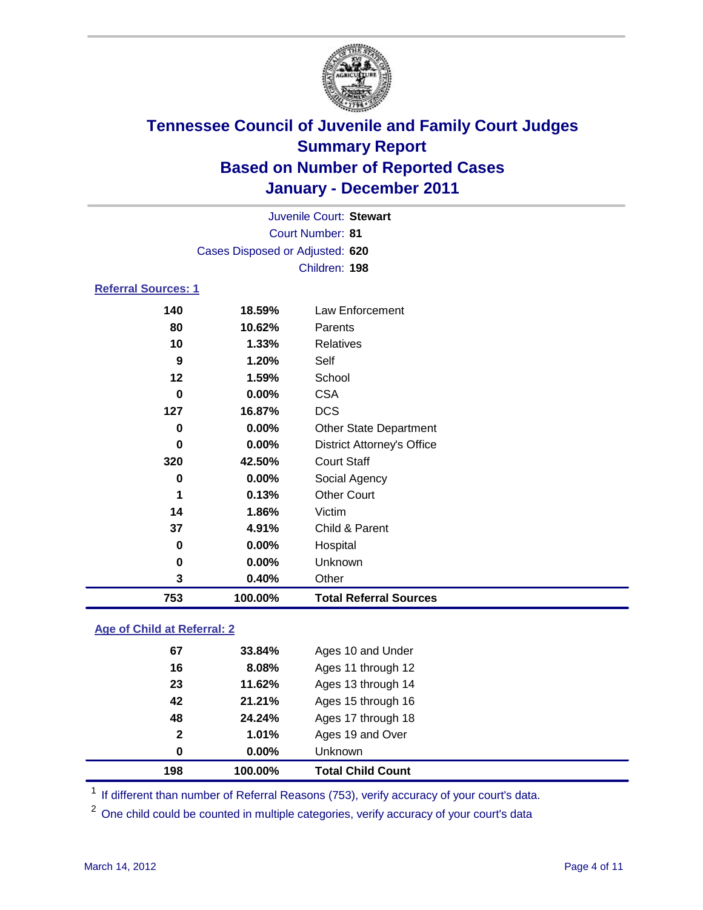# Tennessee Council of Juvenile and Family Court Judges
## Summary Report
## Based on Number of Reported Cases
## January - December 2011

Juvenile Court: **Stewart**
Court Number: **81**
Cases Disposed or Adjusted: **620**
Children: **198**

### Referral Sources: 1

| Count | Percent | Source |
|---|---|---|
| 140 | 18.59% | Law Enforcement |
| 80 | 10.62% | Parents |
| 10 | 1.33% | Relatives |
| 9 | 1.20% | Self |
| 12 | 1.59% | School |
| 0 | 0.00% | CSA |
| 127 | 16.87% | DCS |
| 0 | 0.00% | Other State Department |
| 0 | 0.00% | District Attorney's Office |
| 320 | 42.50% | Court Staff |
| 0 | 0.00% | Social Agency |
| 1 | 0.13% | Other Court |
| 14 | 1.86% | Victim |
| 37 | 4.91% | Child & Parent |
| 0 | 0.00% | Hospital |
| 0 | 0.00% | Unknown |
| 3 | 0.40% | Other |
| **753** | **100.00%** | **Total Referral Sources** |

### Age of Child at Referral: 2

| Count | Percent | Age |
|---|---|---|
| 67 | 33.84% | Ages 10 and Under |
| 16 | 8.08% | Ages 11 through 12 |
| 23 | 11.62% | Ages 13 through 14 |
| 42 | 21.21% | Ages 15 through 16 |
| 48 | 24.24% | Ages 17 through 18 |
| 2 | 1.01% | Ages 19 and Over |
| 0 | 0.00% | Unknown |
| **198** | **100.00%** | **Total Child Count** |

[1] If different than number of Referral Reasons (753), verify accuracy of your court's data.

[2] One child could be counted in multiple categories, verify accuracy of your court's data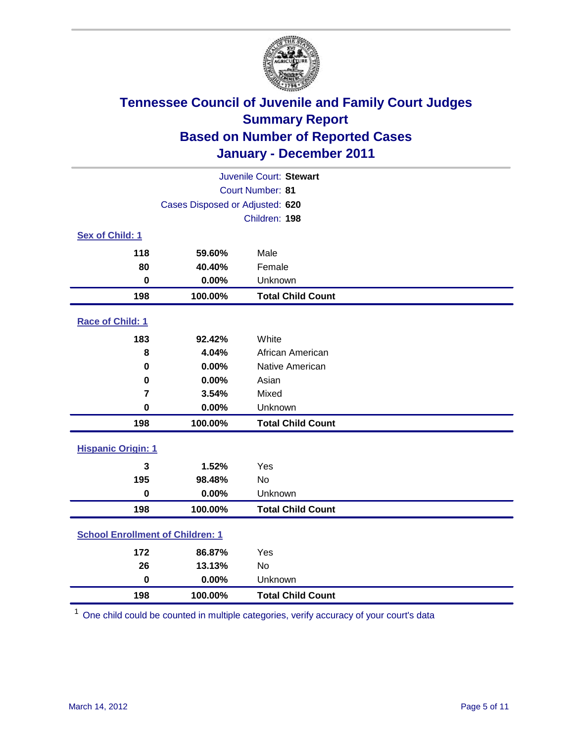# Tennessee Council of Juvenile and Family Court Judges
## Summary Report
## Based on Number of Reported Cases
## January - December 2011

Juvenile Court: **Stewart**
Court Number: **81**
Cases Disposed or Adjusted: **620**
Children: **198**

### Sex of Child: 1

| | | |
|---|---|---|
| 118 | 59.60% | Male |
| 80 | 40.40% | Female |
| 0 | 0.00% | Unknown |
| **198** | **100.00%** | **Total Child Count** |

### Race of Child: 1

| | | |
|---|---|---|
| 183 | 92.42% | White |
| 8 | 4.04% | African American |
| 0 | 0.00% | Native American |
| 0 | 0.00% | Asian |
| 7 | 3.54% | Mixed |
| 0 | 0.00% | Unknown |
| **198** | **100.00%** | **Total Child Count** |

### Hispanic Origin: 1

| | | |
|---|---|---|
| 3 | 1.52% | Yes |
| 195 | 98.48% | No |
| 0 | 0.00% | Unknown |
| **198** | **100.00%** | **Total Child Count** |

### School Enrollment of Children: 1

| | | |
|---|---|---|
| 172 | 86.87% | Yes |
| 26 | 13.13% | No |
| 0 | 0.00% | Unknown |
| **198** | **100.00%** | **Total Child Count** |

[1] One child could be counted in multiple categories, verify accuracy of your court's data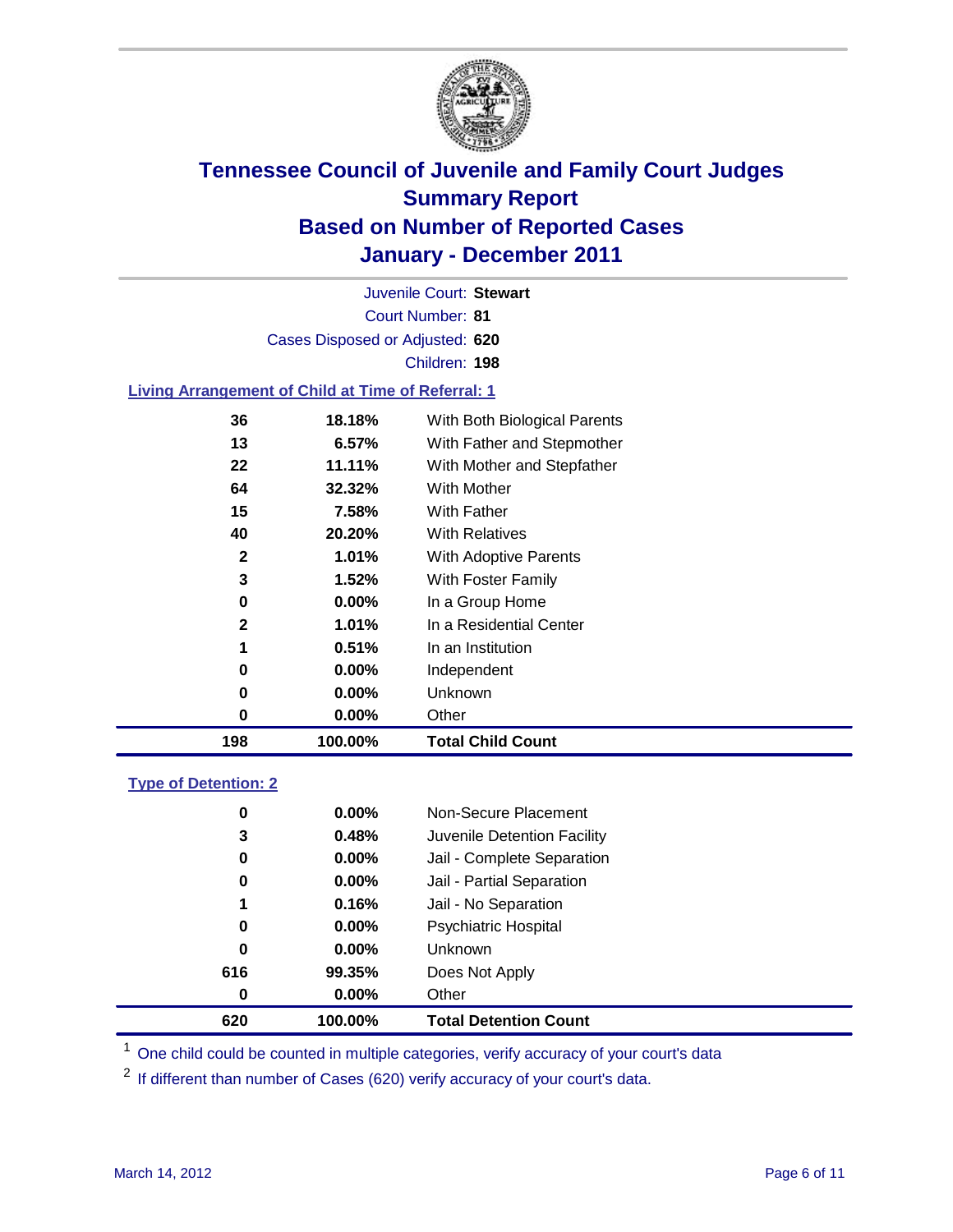# Tennessee Council of Juvenile and Family Court Judges
## Summary Report
## Based on Number of Reported Cases
## January - December 2011

Juvenile Court: **Stewart**
Court Number: **81**
Cases Disposed or Adjusted: **620**
Children: **198**

### Living Arrangement of Child at Time of Referral: 1

| Count | Percent | Category |
|---|---|---|
| 36 | 18.18% | With Both Biological Parents |
| 13 | 6.57% | With Father and Stepmother |
| 22 | 11.11% | With Mother and Stepfather |
| 64 | 32.32% | With Mother |
| 15 | 7.58% | With Father |
| 40 | 20.20% | With Relatives |
| 2 | 1.01% | With Adoptive Parents |
| 3 | 1.52% | With Foster Family |
| 0 | 0.00% | In a Group Home |
| 2 | 1.01% | In a Residential Center |
| 1 | 0.51% | In an Institution |
| 0 | 0.00% | Independent |
| 0 | 0.00% | Unknown |
| 0 | 0.00% | Other |
| **198** | **100.00%** | **Total Child Count** |

### Type of Detention: 2

| Count | Percent | Category |
|---|---|---|
| 0 | 0.00% | Non-Secure Placement |
| 3 | 0.48% | Juvenile Detention Facility |
| 0 | 0.00% | Jail - Complete Separation |
| 0 | 0.00% | Jail - Partial Separation |
| 1 | 0.16% | Jail - No Separation |
| 0 | 0.00% | Psychiatric Hospital |
| 0 | 0.00% | Unknown |
| 616 | 99.35% | Does Not Apply |
| 0 | 0.00% | Other |
| **620** | **100.00%** | **Total Detention Count** |

[1] One child could be counted in multiple categories, verify accuracy of your court's data

[2] If different than number of Cases (620) verify accuracy of your court's data.

March 14, 2012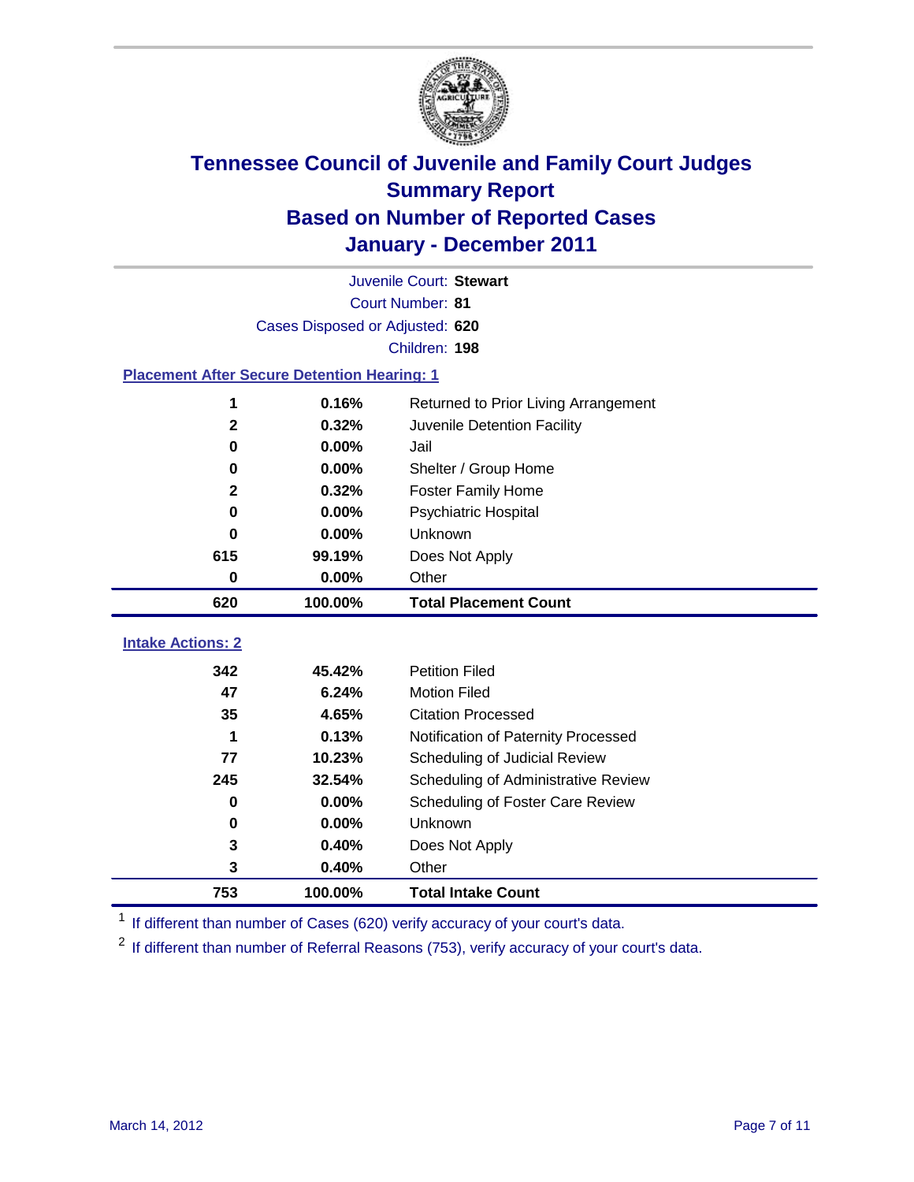# Tennessee Council of Juvenile and Family Court Judges
## Summary Report
## Based on Number of Reported Cases
## January - December 2011

Juvenile Court: **Stewart**
Court Number: **81**
Cases Disposed or Adjusted: **620**
Children: **198**

### Placement After Secure Detention Hearing: 1

| Count | Percent | Placement |
|---|---|---|
| 1 | 0.16% | Returned to Prior Living Arrangement |
| 2 | 0.32% | Juvenile Detention Facility |
| 0 | 0.00% | Jail |
| 0 | 0.00% | Shelter / Group Home |
| 2 | 0.32% | Foster Family Home |
| 0 | 0.00% | Psychiatric Hospital |
| 0 | 0.00% | Unknown |
| 615 | 99.19% | Does Not Apply |
| 0 | 0.00% | Other |
| **620** | **100.00%** | **Total Placement Count** |

### Intake Actions: 2

| Count | Percent | Intake Action |
|---|---|---|
| 342 | 45.42% | Petition Filed |
| 47 | 6.24% | Motion Filed |
| 35 | 4.65% | Citation Processed |
| 1 | 0.13% | Notification of Paternity Processed |
| 77 | 10.23% | Scheduling of Judicial Review |
| 245 | 32.54% | Scheduling of Administrative Review |
| 0 | 0.00% | Scheduling of Foster Care Review |
| 0 | 0.00% | Unknown |
| 3 | 0.40% | Does Not Apply |
| 3 | 0.40% | Other |
| **753** | **100.00%** | **Total Intake Count** |

[1] If different than number of Cases (620) verify accuracy of your court's data.

[2] If different than number of Referral Reasons (753), verify accuracy of your court's data.

March 14, 2012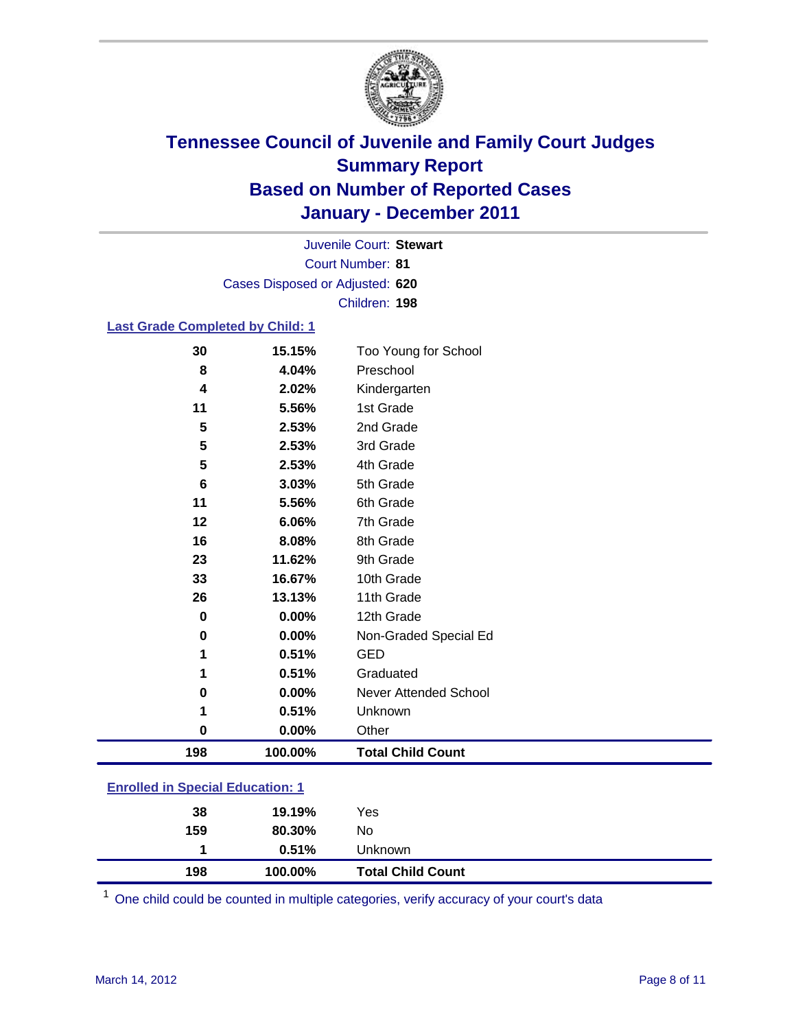# Tennessee Council of Juvenile and Family Court Judges
## Summary Report
## Based on Number of Reported Cases
## January - December 2011

Juvenile Court: **Stewart**
Court Number: **81**
Cases Disposed or Adjusted: **620**
Children: **198**

### Last Grade Completed by Child: 1

| | | |
|---|---|---|
| 30 | 15.15% | Too Young for School |
| 8 | 4.04% | Preschool |
| 4 | 2.02% | Kindergarten |
| 11 | 5.56% | 1st Grade |
| 5 | 2.53% | 2nd Grade |
| 5 | 2.53% | 3rd Grade |
| 5 | 2.53% | 4th Grade |
| 6 | 3.03% | 5th Grade |
| 11 | 5.56% | 6th Grade |
| 12 | 6.06% | 7th Grade |
| 16 | 8.08% | 8th Grade |
| 23 | 11.62% | 9th Grade |
| 33 | 16.67% | 10th Grade |
| 26 | 13.13% | 11th Grade |
| 0 | 0.00% | 12th Grade |
| 0 | 0.00% | Non-Graded Special Ed |
| 1 | 0.51% | GED |
| 1 | 0.51% | Graduated |
| 0 | 0.00% | Never Attended School |
| 1 | 0.51% | Unknown |
| 0 | 0.00% | Other |
| **198** | **100.00%** | **Total Child Count** |

### Enrolled in Special Education: 1

| | | |
|---|---|---|
| 38 | 19.19% | Yes |
| 159 | 80.30% | No |
| 1 | 0.51% | Unknown |
| **198** | **100.00%** | **Total Child Count** |

[1] One child could be counted in multiple categories, verify accuracy of your court's data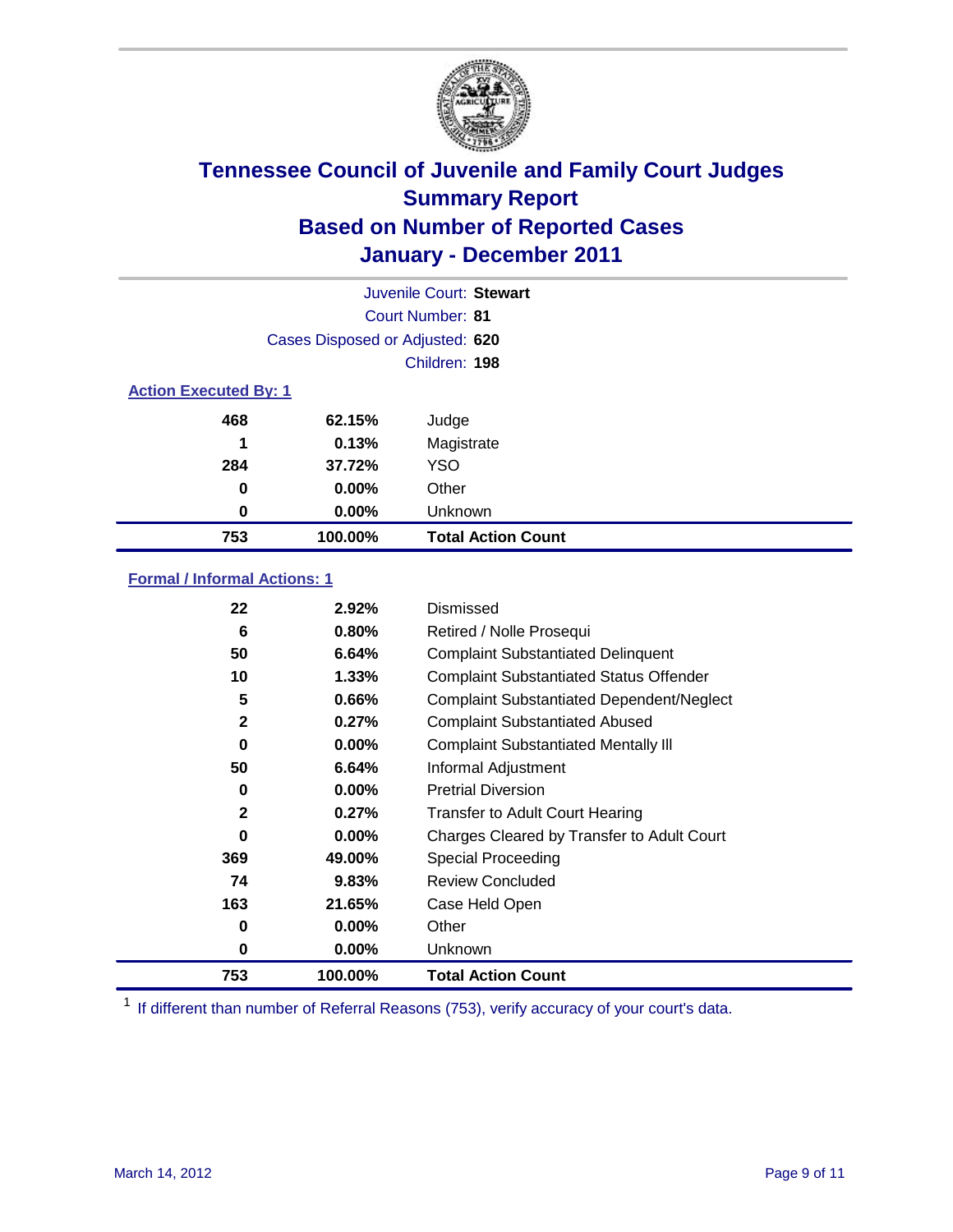# Tennessee Council of Juvenile and Family Court Judges
## Summary Report
## Based on Number of Reported Cases
## January - December 2011

Juvenile Court: **Stewart**
Court Number: **81**
Cases Disposed or Adjusted: **620**
Children: **198**

### Action Executed By: 1

| | | |
|---|---|---|
| 468 | 62.15% | Judge |
| 1 | 0.13% | Magistrate |
| 284 | 37.72% | YSO |
| 0 | 0.00% | Other |
| 0 | 0.00% | Unknown |
| **753** | **100.00%** | **Total Action Count** |

### Formal / Informal Actions: 1

| | | |
|---|---|---|
| 22 | 2.92% | Dismissed |
| 6 | 0.80% | Retired / Nolle Prosequi |
| 50 | 6.64% | Complaint Substantiated Delinquent |
| 10 | 1.33% | Complaint Substantiated Status Offender |
| 5 | 0.66% | Complaint Substantiated Dependent/Neglect |
| 2 | 0.27% | Complaint Substantiated Abused |
| 0 | 0.00% | Complaint Substantiated Mentally Ill |
| 50 | 6.64% | Informal Adjustment |
| 0 | 0.00% | Pretrial Diversion |
| 2 | 0.27% | Transfer to Adult Court Hearing |
| 0 | 0.00% | Charges Cleared by Transfer to Adult Court |
| 369 | 49.00% | Special Proceeding |
| 74 | 9.83% | Review Concluded |
| 163 | 21.65% | Case Held Open |
| 0 | 0.00% | Other |
| 0 | 0.00% | Unknown |
| **753** | **100.00%** | **Total Action Count** |

[1] If different than number of Referral Reasons (753), verify accuracy of your court's data.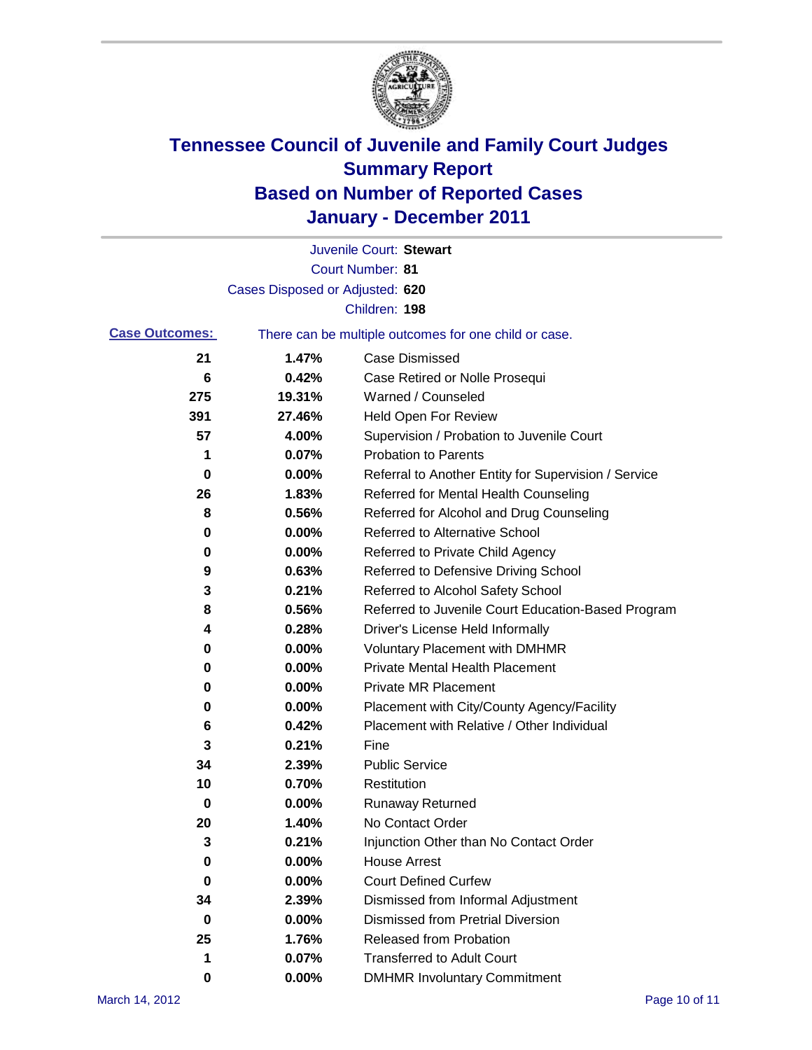# Tennessee Council of Juvenile and Family Court Judges
## Summary Report
## Based on Number of Reported Cases
## January - December 2011

Juvenile Court: **Stewart**
Court Number: **81**
Cases Disposed or Adjusted: **620**
Children: **198**

**Case Outcomes:** There can be multiple outcomes for one child or case.

| Count | Percent | Outcome |
|---|---|---|
| 21 | 1.47% | Case Dismissed |
| 6 | 0.42% | Case Retired or Nolle Prosequi |
| 275 | 19.31% | Warned / Counseled |
| 391 | 27.46% | Held Open For Review |
| 57 | 4.00% | Supervision / Probation to Juvenile Court |
| 1 | 0.07% | Probation to Parents |
| 0 | 0.00% | Referral to Another Entity for Supervision / Service |
| 26 | 1.83% | Referred for Mental Health Counseling |
| 8 | 0.56% | Referred for Alcohol and Drug Counseling |
| 0 | 0.00% | Referred to Alternative School |
| 0 | 0.00% | Referred to Private Child Agency |
| 9 | 0.63% | Referred to Defensive Driving School |
| 3 | 0.21% | Referred to Alcohol Safety School |
| 8 | 0.56% | Referred to Juvenile Court Education-Based Program |
| 4 | 0.28% | Driver's License Held Informally |
| 0 | 0.00% | Voluntary Placement with DMHMR |
| 0 | 0.00% | Private Mental Health Placement |
| 0 | 0.00% | Private MR Placement |
| 0 | 0.00% | Placement with City/County Agency/Facility |
| 6 | 0.42% | Placement with Relative / Other Individual |
| 3 | 0.21% | Fine |
| 34 | 2.39% | Public Service |
| 10 | 0.70% | Restitution |
| 0 | 0.00% | Runaway Returned |
| 20 | 1.40% | No Contact Order |
| 3 | 0.21% | Injunction Other than No Contact Order |
| 0 | 0.00% | House Arrest |
| 0 | 0.00% | Court Defined Curfew |
| 34 | 2.39% | Dismissed from Informal Adjustment |
| 0 | 0.00% | Dismissed from Pretrial Diversion |
| 25 | 1.76% | Released from Probation |
| 1 | 0.07% | Transferred to Adult Court |
| 0 | 0.00% | DMHMR Involuntary Commitment |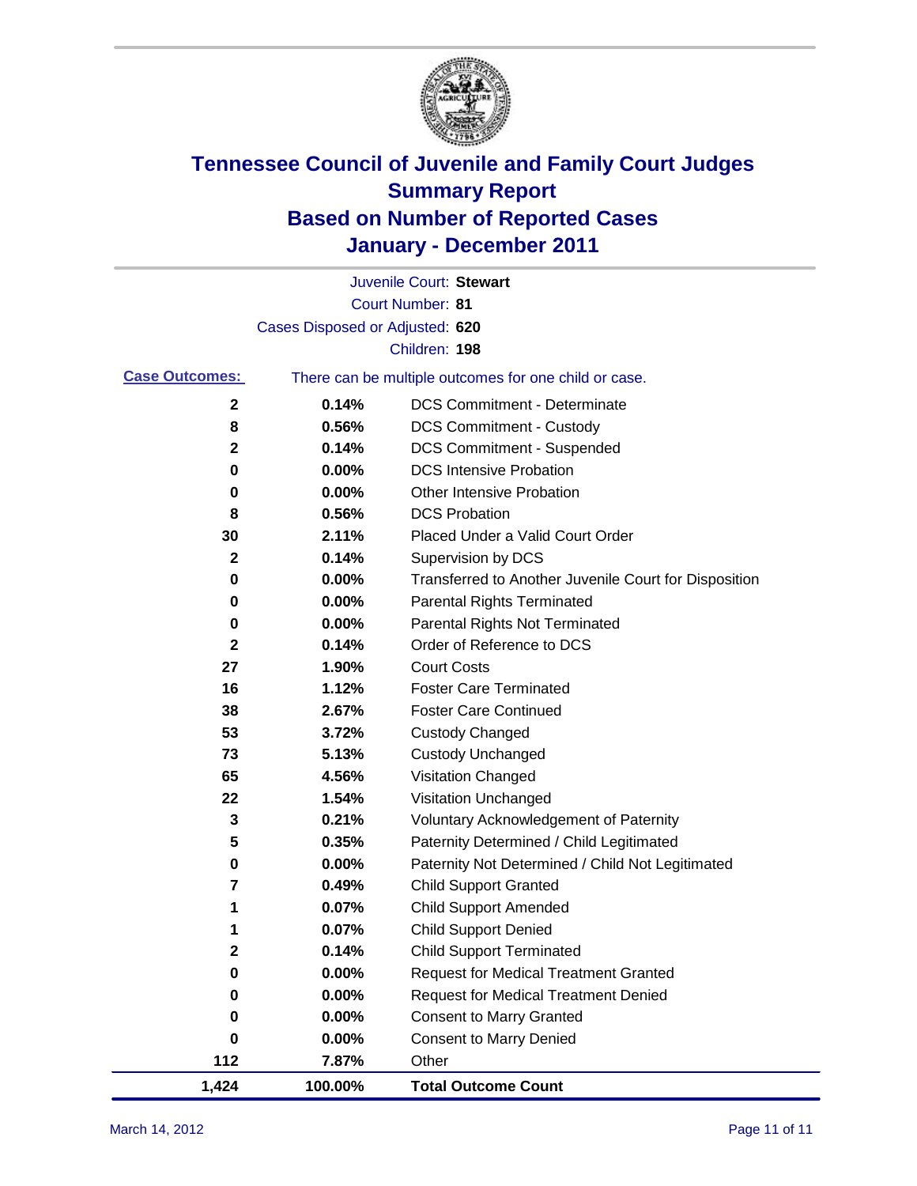# Tennessee Council of Juvenile and Family Court Judges
## Summary Report
## Based on Number of Reported Cases
## January - December 2011

Juvenile Court: **Stewart**

Court Number: **81**

Cases Disposed or Adjusted: **620**

Children: **198**

| Case Outcomes: | There can be multiple outcomes for one child or case. | |
|---|---|---|
| 2 | 0.14% | DCS Commitment - Determinate |
| 8 | 0.56% | DCS Commitment - Custody |
| 2 | 0.14% | DCS Commitment - Suspended |
| 0 | 0.00% | DCS Intensive Probation |
| 0 | 0.00% | Other Intensive Probation |
| 8 | 0.56% | DCS Probation |
| 30 | 2.11% | Placed Under a Valid Court Order |
| 2 | 0.14% | Supervision by DCS |
| 0 | 0.00% | Transferred to Another Juvenile Court for Disposition |
| 0 | 0.00% | Parental Rights Terminated |
| 0 | 0.00% | Parental Rights Not Terminated |
| 2 | 0.14% | Order of Reference to DCS |
| 27 | 1.90% | Court Costs |
| 16 | 1.12% | Foster Care Terminated |
| 38 | 2.67% | Foster Care Continued |
| 53 | 3.72% | Custody Changed |
| 73 | 5.13% | Custody Unchanged |
| 65 | 4.56% | Visitation Changed |
| 22 | 1.54% | Visitation Unchanged |
| 3 | 0.21% | Voluntary Acknowledgement of Paternity |
| 5 | 0.35% | Paternity Determined / Child Legitimated |
| 0 | 0.00% | Paternity Not Determined / Child Not Legitimated |
| 7 | 0.49% | Child Support Granted |
| 1 | 0.07% | Child Support Amended |
| 1 | 0.07% | Child Support Denied |
| 2 | 0.14% | Child Support Terminated |
| 0 | 0.00% | Request for Medical Treatment Granted |
| 0 | 0.00% | Request for Medical Treatment Denied |
| 0 | 0.00% | Consent to Marry Granted |
| 0 | 0.00% | Consent to Marry Denied |
| 112 | 7.87% | Other |
| **1,424** | **100.00%** | **Total Outcome Count** |